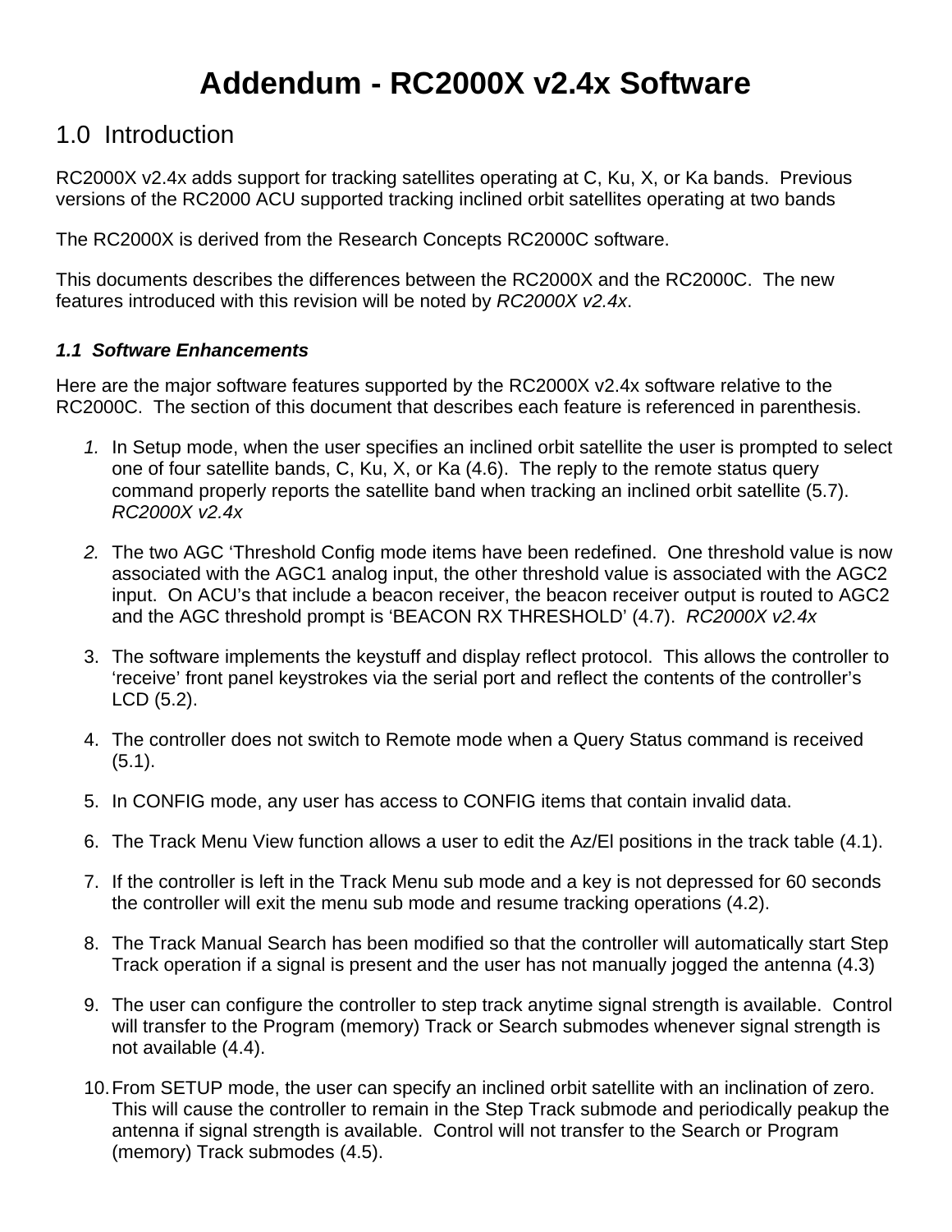# Addendum - RC2000X v2.4x Software

## 1.0 Introduction

RC2000X v2.4x adds support for tracking satellites operating at C, Ku, X, or Ka bands. Previous versions of the RC2000 ACU supported tracking inclined orbit satellites operating at two bands

The RC2000X is derived from the Research Concepts RC2000C software.

This documents describes the differences between the RC2000X and the RC2000C. The new features introduced with this revision will be noted by *RC2000X v2.4x*.

### *1.1 Software Enhancements*

Here are the major software features supported by the RC2000X v2.4x software relative to the RC2000C. The section of this document that describes each feature is referenced in parenthesis.

1. In Setup mode, when the user specifies an inclined orbit satellite the user is prompted to select one of four satellite bands, C, Ku, X, or Ka (4.6). The reply to the remote status query command properly reports the satellite band when tracking an inclined orbit satellite (5.7). *RC2000X v2.4x*

2. The two AGC 'Threshold Config mode items have been redefined. One threshold value is now associated with the AGC1 analog input, the other threshold value is associated with the AGC2 input. On ACU's that include a beacon receiver, the beacon receiver output is routed to AGC2 and the AGC threshold prompt is 'BEACON RX THRESHOLD' (4.7). *RC2000X v2.4x*

3. The software implements the keystuff and display reflect protocol. This allows the controller to 'receive' front panel keystrokes via the serial port and reflect the contents of the controller's LCD (5.2).

4. The controller does not switch to Remote mode when a Query Status command is received (5.1).

5. In CONFIG mode, any user has access to CONFIG items that contain invalid data.

6. The Track Menu View function allows a user to edit the Az/El positions in the track table (4.1).

7. If the controller is left in the Track Menu sub mode and a key is not depressed for 60 seconds the controller will exit the menu sub mode and resume tracking operations (4.2).

8. The Track Manual Search has been modified so that the controller will automatically start Step Track operation if a signal is present and the user has not manually jogged the antenna (4.3)

9. The user can configure the controller to step track anytime signal strength is available. Control will transfer to the Program (memory) Track or Search submodes whenever signal strength is not available (4.4).

10. From SETUP mode, the user can specify an inclined orbit satellite with an inclination of zero. This will cause the controller to remain in the Step Track submode and periodically peakup the antenna if signal strength is available. Control will not transfer to the Search or Program (memory) Track submodes (4.5).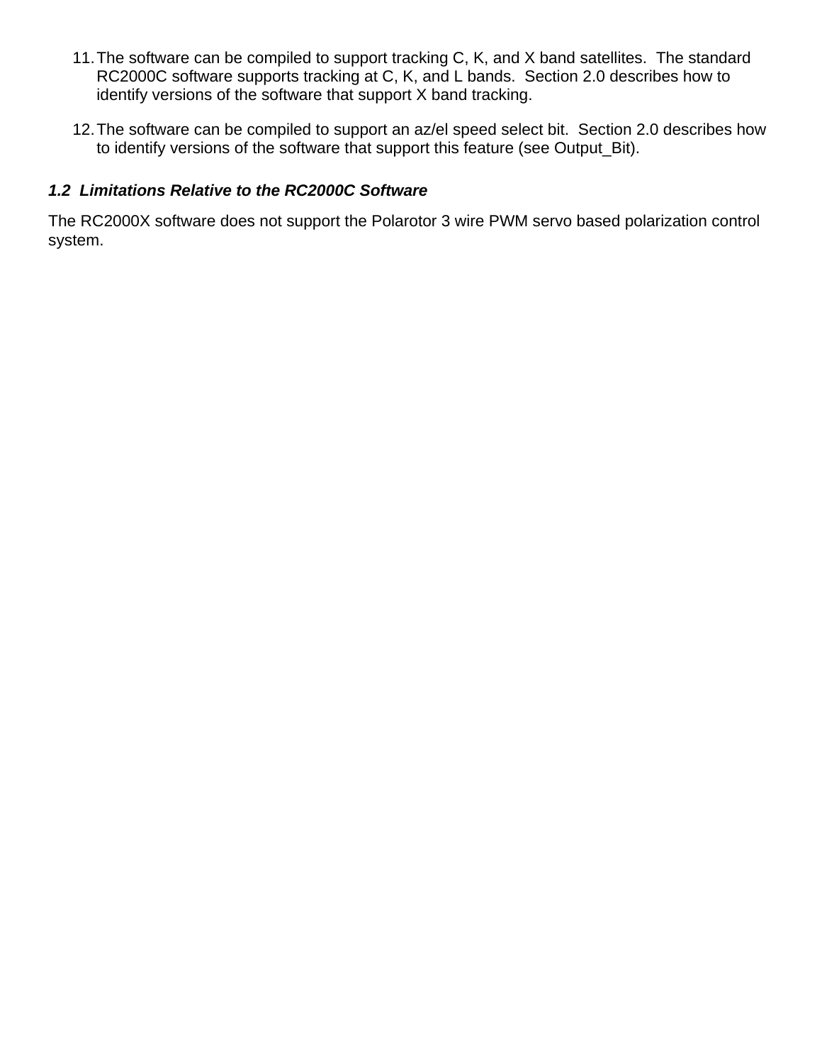11. The software can be compiled to support tracking C, K, and X band satellites.  The standard RC2000C software supports tracking at C, K, and L bands.  Section 2.0 describes how to identify versions of the software that support X band tracking.

12. The software can be compiled to support an az/el speed select bit.  Section 2.0 describes how to identify versions of the software that support this feature (see Output_Bit).

### *1.2  Limitations Relative to the RC2000C Software*

The RC2000X software does not support the Polarotor 3 wire PWM servo based polarization control system.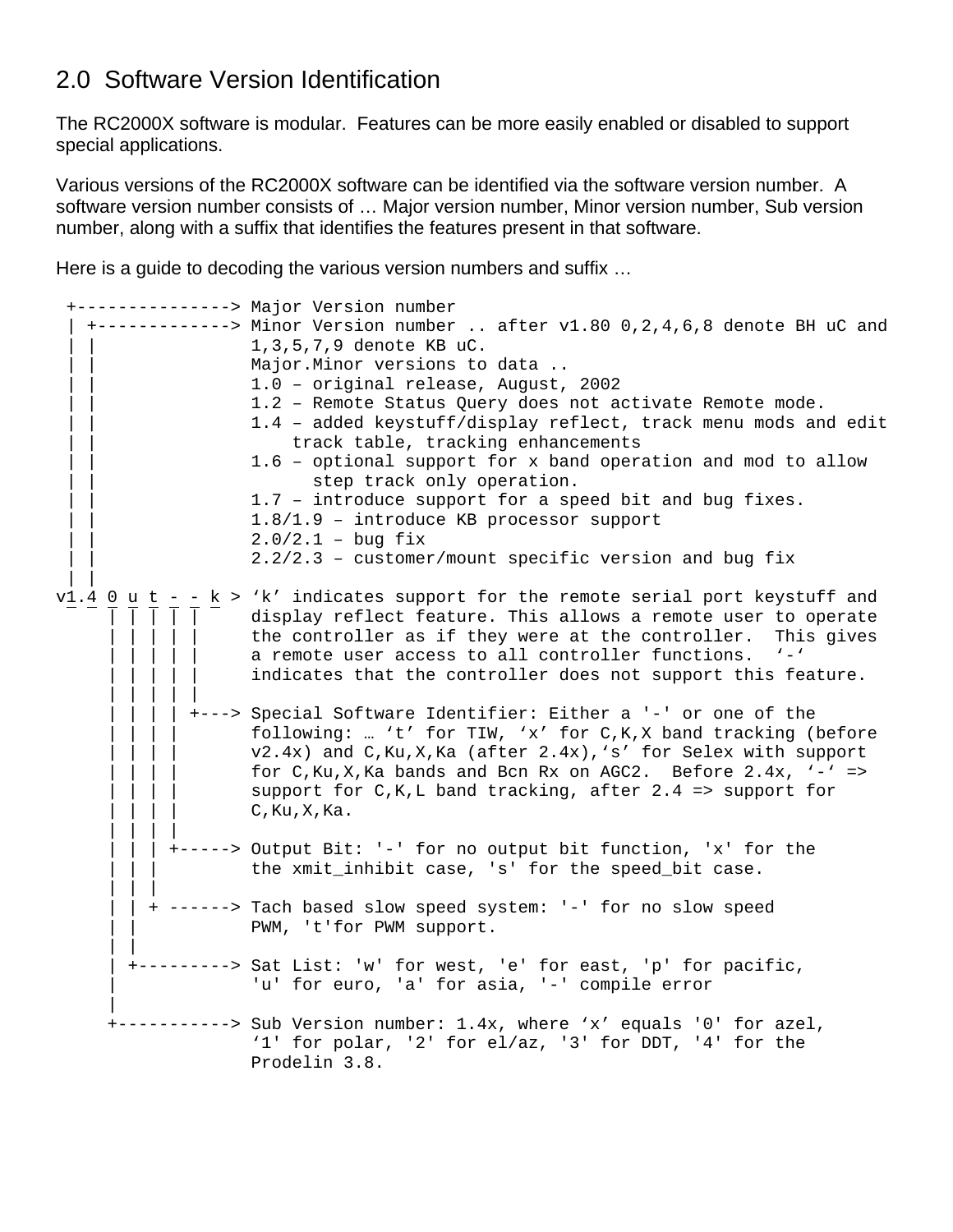## 2.0 Software Version Identification

The RC2000X software is modular. Features can be more easily enabled or disabled to support special applications.

Various versions of the RC2000X software can be identified via the software version number. A software version number consists of … Major version number, Minor version number, Sub version number, along with a suffix that identifies the features present in that software.

Here is a guide to decoding the various version numbers and suffix …

```
 +---------------> Major Version number
 | +-------------> Minor Version number .. after v1.80 0,2,4,6,8 denote BH uC and
 | |               1,3,5,7,9 denote KB uC.
 | |               Major.Minor versions to data ..
 | |               1.0 – original release, August, 2002
 | |               1.2 – Remote Status Query does not activate Remote mode.
 | |               1.4 – added keystuff/display reflect, track menu mods and edit
 | |                   track table, tracking enhancements
 | |               1.6 – optional support for x band operation and mod to allow
 | |                     step track only operation.
 | |               1.7 – introduce support for a speed bit and bug fixes.
 | |               1.8/1.9 – introduce KB processor support
 | |               2.0/2.1 – bug fix
 | |               2.2/2.3 – customer/mount specific version and bug fix
 | |
v1.4 0 u t - - k > ‘k’ indicates support for the remote serial port keystuff and
     | | | | |     display reflect feature. This allows a remote user to operate
     | | | | |     the controller as if they were at the controller.  This gives
     | | | | |     a remote user access to all controller functions.  ‘-‘
     | | | | |     indicates that the controller does not support this feature.
     | | | | |
     | | | | +---> Special Software Identifier: Either a '-' or one of the
     | | | |       following: … ‘t’ for TIW, ‘x’ for C,K,X band tracking (before
     | | | |       v2.4x) and C,Ku,X,Ka (after 2.4x),‘s’ for Selex with support
     | | | |       for C,Ku,X,Ka bands and Bcn Rx on AGC2.  Before 2.4x, ‘-‘ =>
     | | | |       support for C,K,L band tracking, after 2.4 => support for
     | | | |       C,Ku,X,Ka.
     | | | |
     | | | +-----> Output Bit: '-' for no output bit function, 'x' for the
     | | |         the xmit_inhibit case, 's' for the speed_bit case.
     | | |
     | | + ------> Tach based slow speed system: '-' for no slow speed
     | |           PWM, 't'for PWM support.
     | |
     | +---------> Sat List: 'w' for west, 'e' for east, 'p' for pacific,
     |             'u' for euro, 'a' for asia, '-' compile error
     |
     +-----------> Sub Version number: 1.4x, where ‘x’ equals '0' for azel,
                   ‘1' for polar, '2' for el/az, '3' for DDT, '4' for the
                   Prodelin 3.8.
```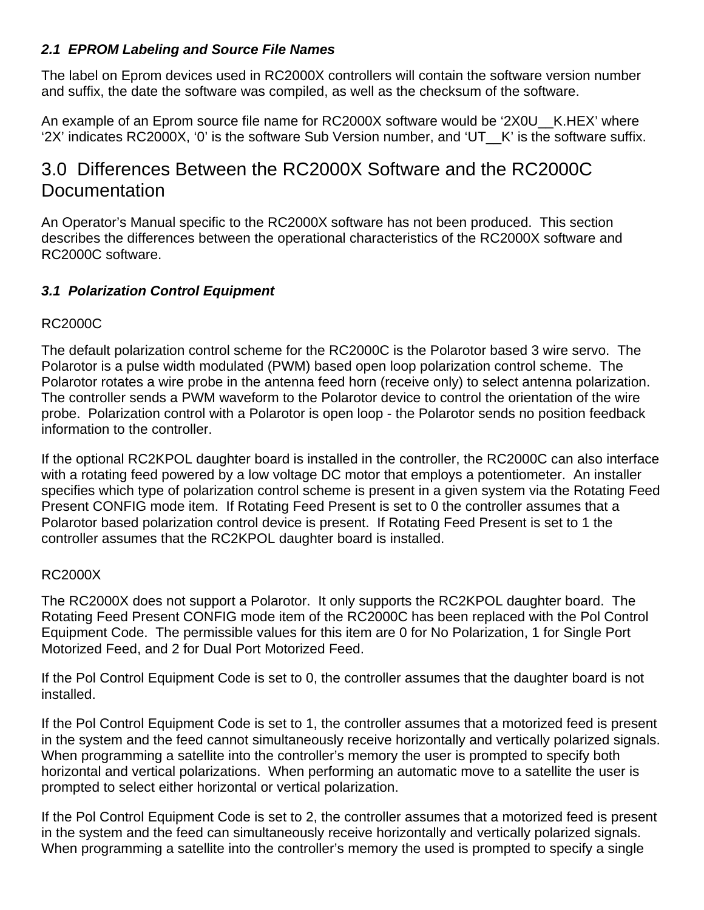### *2.1 EPROM Labeling and Source File Names*

The label on Eprom devices used in RC2000X controllers will contain the software version number and suffix, the date the software was compiled, as well as the checksum of the software.

An example of an Eprom source file name for RC2000X software would be '2X0U__K.HEX' where '2X' indicates RC2000X, '0' is the software Sub Version number, and 'UT__K' is the software suffix.

## 3.0 Differences Between the RC2000X Software and the RC2000C Documentation

An Operator's Manual specific to the RC2000X software has not been produced. This section describes the differences between the operational characteristics of the RC2000X software and RC2000C software.

### *3.1 Polarization Control Equipment*

RC2000C

The default polarization control scheme for the RC2000C is the Polarotor based 3 wire servo. The Polarotor is a pulse width modulated (PWM) based open loop polarization control scheme. The Polarotor rotates a wire probe in the antenna feed horn (receive only) to select antenna polarization. The controller sends a PWM waveform to the Polarotor device to control the orientation of the wire probe. Polarization control with a Polarotor is open loop - the Polarotor sends no position feedback information to the controller.

If the optional RC2KPOL daughter board is installed in the controller, the RC2000C can also interface with a rotating feed powered by a low voltage DC motor that employs a potentiometer. An installer specifies which type of polarization control scheme is present in a given system via the Rotating Feed Present CONFIG mode item. If Rotating Feed Present is set to 0 the controller assumes that a Polarotor based polarization control device is present. If Rotating Feed Present is set to 1 the controller assumes that the RC2KPOL daughter board is installed.

RC2000X

The RC2000X does not support a Polarotor. It only supports the RC2KPOL daughter board. The Rotating Feed Present CONFIG mode item of the RC2000C has been replaced with the Pol Control Equipment Code. The permissible values for this item are 0 for No Polarization, 1 for Single Port Motorized Feed, and 2 for Dual Port Motorized Feed.

If the Pol Control Equipment Code is set to 0, the controller assumes that the daughter board is not installed.

If the Pol Control Equipment Code is set to 1, the controller assumes that a motorized feed is present in the system and the feed cannot simultaneously receive horizontally and vertically polarized signals. When programming a satellite into the controller's memory the user is prompted to specify both horizontal and vertical polarizations. When performing an automatic move to a satellite the user is prompted to select either horizontal or vertical polarization.

If the Pol Control Equipment Code is set to 2, the controller assumes that a motorized feed is present in the system and the feed can simultaneously receive horizontally and vertically polarized signals. When programming a satellite into the controller's memory the used is prompted to specify a single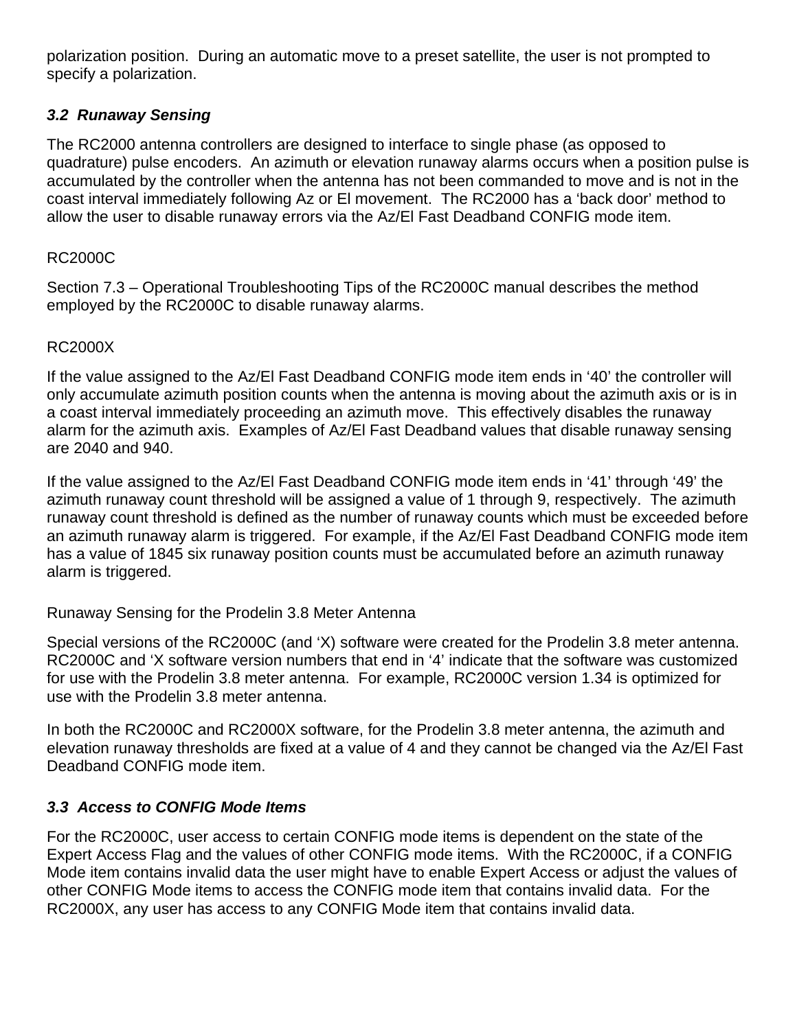polarization position. During an automatic move to a preset satellite, the user is not prompted to specify a polarization.

### *3.2 Runaway Sensing*

The RC2000 antenna controllers are designed to interface to single phase (as opposed to quadrature) pulse encoders. An azimuth or elevation runaway alarms occurs when a position pulse is accumulated by the controller when the antenna has not been commanded to move and is not in the coast interval immediately following Az or El movement. The RC2000 has a 'back door' method to allow the user to disable runaway errors via the Az/El Fast Deadband CONFIG mode item.

RC2000C

Section 7.3 – Operational Troubleshooting Tips of the RC2000C manual describes the method employed by the RC2000C to disable runaway alarms.

RC2000X

If the value assigned to the Az/El Fast Deadband CONFIG mode item ends in '40' the controller will only accumulate azimuth position counts when the antenna is moving about the azimuth axis or is in a coast interval immediately proceeding an azimuth move. This effectively disables the runaway alarm for the azimuth axis. Examples of Az/El Fast Deadband values that disable runaway sensing are 2040 and 940.

If the value assigned to the Az/El Fast Deadband CONFIG mode item ends in '41' through '49' the azimuth runaway count threshold will be assigned a value of 1 through 9, respectively. The azimuth runaway count threshold is defined as the number of runaway counts which must be exceeded before an azimuth runaway alarm is triggered. For example, if the Az/El Fast Deadband CONFIG mode item has a value of 1845 six runaway position counts must be accumulated before an azimuth runaway alarm is triggered.

Runaway Sensing for the Prodelin 3.8 Meter Antenna

Special versions of the RC2000C (and 'X) software were created for the Prodelin 3.8 meter antenna. RC2000C and 'X software version numbers that end in '4' indicate that the software was customized for use with the Prodelin 3.8 meter antenna. For example, RC2000C version 1.34 is optimized for use with the Prodelin 3.8 meter antenna.

In both the RC2000C and RC2000X software, for the Prodelin 3.8 meter antenna, the azimuth and elevation runaway thresholds are fixed at a value of 4 and they cannot be changed via the Az/El Fast Deadband CONFIG mode item.

### *3.3 Access to CONFIG Mode Items*

For the RC2000C, user access to certain CONFIG mode items is dependent on the state of the Expert Access Flag and the values of other CONFIG mode items. With the RC2000C, if a CONFIG Mode item contains invalid data the user might have to enable Expert Access or adjust the values of other CONFIG Mode items to access the CONFIG mode item that contains invalid data. For the RC2000X, any user has access to any CONFIG Mode item that contains invalid data.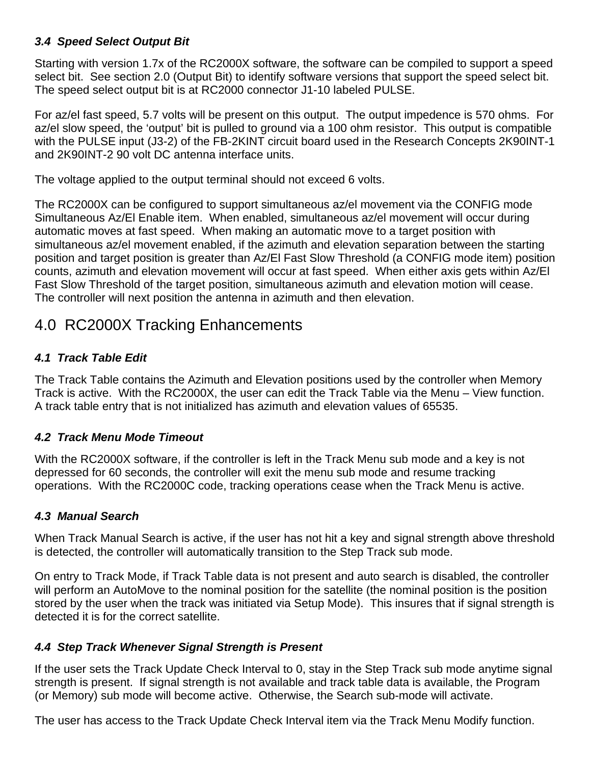### *3.4 Speed Select Output Bit*

Starting with version 1.7x of the RC2000X software, the software can be compiled to support a speed select bit. See section 2.0 (Output Bit) to identify software versions that support the speed select bit. The speed select output bit is at RC2000 connector J1-10 labeled PULSE.

For az/el fast speed, 5.7 volts will be present on this output. The output impedence is 570 ohms. For az/el slow speed, the 'output' bit is pulled to ground via a 100 ohm resistor. This output is compatible with the PULSE input (J3-2) of the FB-2KINT circuit board used in the Research Concepts 2K90INT-1 and 2K90INT-2 90 volt DC antenna interface units.

The voltage applied to the output terminal should not exceed 6 volts.

The RC2000X can be configured to support simultaneous az/el movement via the CONFIG mode Simultaneous Az/El Enable item. When enabled, simultaneous az/el movement will occur during automatic moves at fast speed. When making an automatic move to a target position with simultaneous az/el movement enabled, if the azimuth and elevation separation between the starting position and target position is greater than Az/El Fast Slow Threshold (a CONFIG mode item) position counts, azimuth and elevation movement will occur at fast speed. When either axis gets within Az/El Fast Slow Threshold of the target position, simultaneous azimuth and elevation motion will cease. The controller will next position the antenna in azimuth and then elevation.

## 4.0 RC2000X Tracking Enhancements

### *4.1 Track Table Edit*

The Track Table contains the Azimuth and Elevation positions used by the controller when Memory Track is active. With the RC2000X, the user can edit the Track Table via the Menu – View function. A track table entry that is not initialized has azimuth and elevation values of 65535.

### *4.2 Track Menu Mode Timeout*

With the RC2000X software, if the controller is left in the Track Menu sub mode and a key is not depressed for 60 seconds, the controller will exit the menu sub mode and resume tracking operations. With the RC2000C code, tracking operations cease when the Track Menu is active.

### *4.3 Manual Search*

When Track Manual Search is active, if the user has not hit a key and signal strength above threshold is detected, the controller will automatically transition to the Step Track sub mode.

On entry to Track Mode, if Track Table data is not present and auto search is disabled, the controller will perform an AutoMove to the nominal position for the satellite (the nominal position is the position stored by the user when the track was initiated via Setup Mode). This insures that if signal strength is detected it is for the correct satellite.

### *4.4 Step Track Whenever Signal Strength is Present*

If the user sets the Track Update Check Interval to 0, stay in the Step Track sub mode anytime signal strength is present. If signal strength is not available and track table data is available, the Program (or Memory) sub mode will become active. Otherwise, the Search sub-mode will activate.

The user has access to the Track Update Check Interval item via the Track Menu Modify function.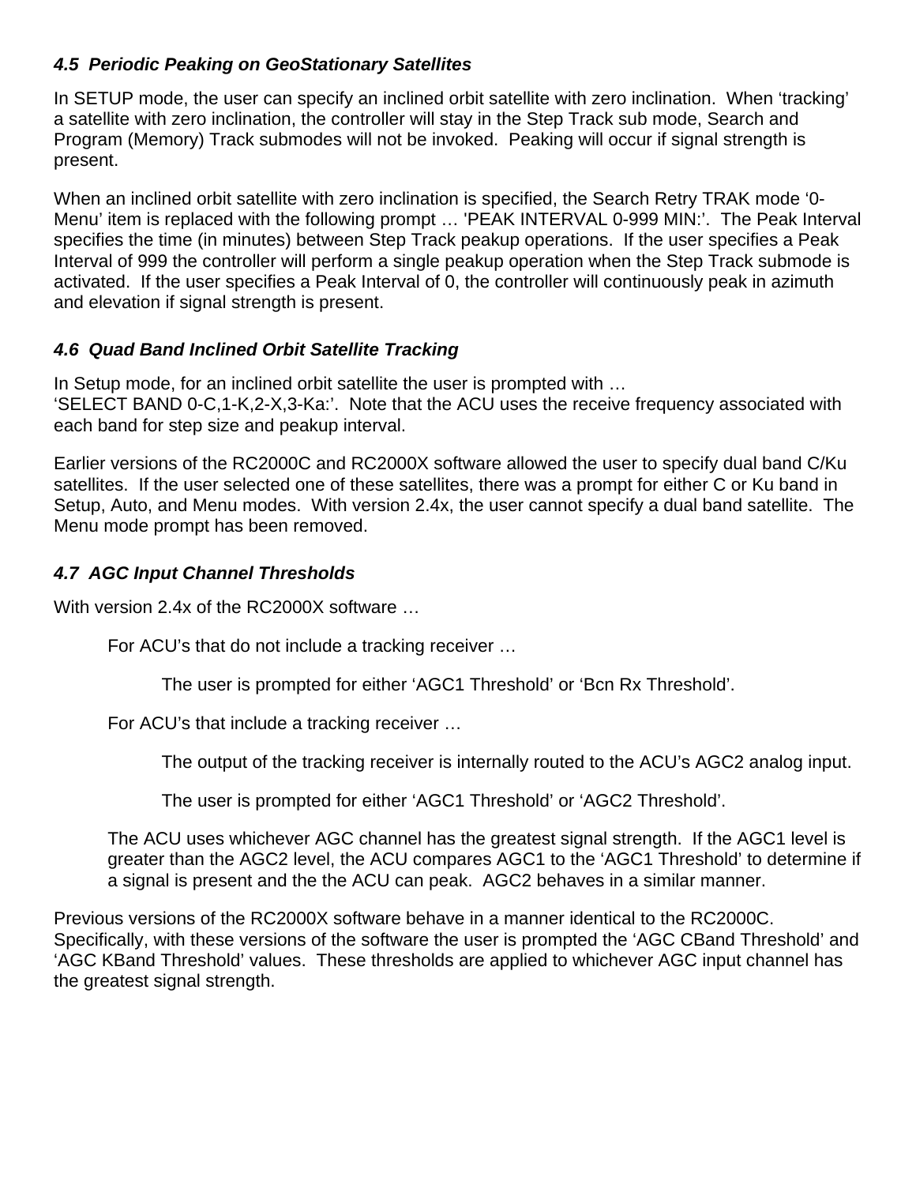### *4.5 Periodic Peaking on GeoStationary Satellites*

In SETUP mode, the user can specify an inclined orbit satellite with zero inclination. When 'tracking' a satellite with zero inclination, the controller will stay in the Step Track sub mode, Search and Program (Memory) Track submodes will not be invoked. Peaking will occur if signal strength is present.

When an inclined orbit satellite with zero inclination is specified, the Search Retry TRAK mode '0-Menu' item is replaced with the following prompt … 'PEAK INTERVAL 0-999 MIN:'. The Peak Interval specifies the time (in minutes) between Step Track peakup operations. If the user specifies a Peak Interval of 999 the controller will perform a single peakup operation when the Step Track submode is activated. If the user specifies a Peak Interval of 0, the controller will continuously peak in azimuth and elevation if signal strength is present.

### *4.6 Quad Band Inclined Orbit Satellite Tracking*

In Setup mode, for an inclined orbit satellite the user is prompted with …
'SELECT BAND 0-C,1-K,2-X,3-Ka:'. Note that the ACU uses the receive frequency associated with each band for step size and peakup interval.

Earlier versions of the RC2000C and RC2000X software allowed the user to specify dual band C/Ku satellites. If the user selected one of these satellites, there was a prompt for either C or Ku band in Setup, Auto, and Menu modes. With version 2.4x, the user cannot specify a dual band satellite. The Menu mode prompt has been removed.

### *4.7 AGC Input Channel Thresholds*

With version 2.4x of the RC2000X software …

> For ACU's that do not include a tracking receiver …
>
> > The user is prompted for either 'AGC1 Threshold' or 'Bcn Rx Threshold'.
>
> For ACU's that include a tracking receiver …
>
> > The output of the tracking receiver is internally routed to the ACU's AGC2 analog input.
> >
> > The user is prompted for either 'AGC1 Threshold' or 'AGC2 Threshold'.
>
> The ACU uses whichever AGC channel has the greatest signal strength. If the AGC1 level is greater than the AGC2 level, the ACU compares AGC1 to the 'AGC1 Threshold' to determine if a signal is present and the the ACU can peak. AGC2 behaves in a similar manner.

Previous versions of the RC2000X software behave in a manner identical to the RC2000C. Specifically, with these versions of the software the user is prompted the 'AGC CBand Threshold' and 'AGC KBand Threshold' values. These thresholds are applied to whichever AGC input channel has the greatest signal strength.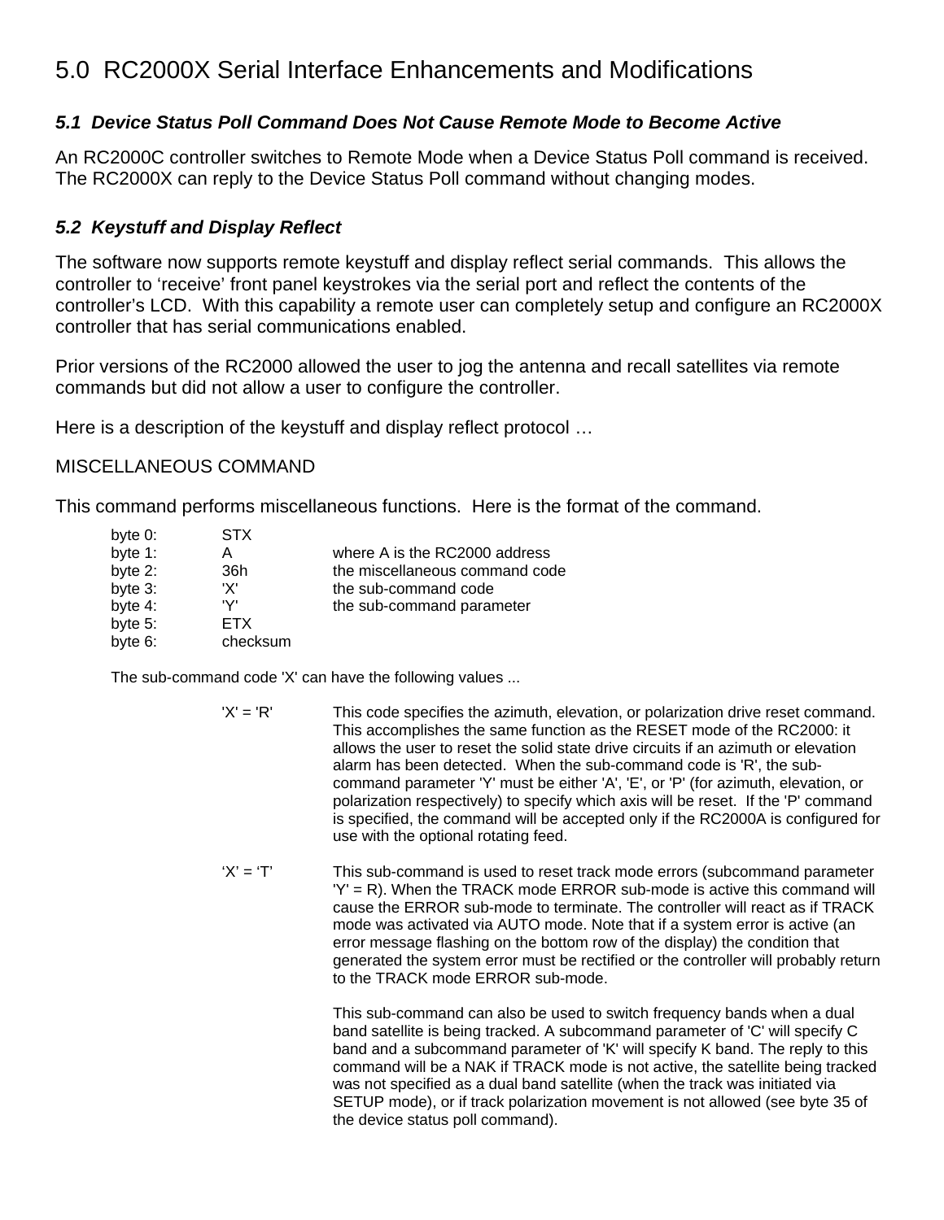# 5.0 RC2000X Serial Interface Enhancements and Modifications

### *5.1 Device Status Poll Command Does Not Cause Remote Mode to Become Active*

An RC2000C controller switches to Remote Mode when a Device Status Poll command is received. The RC2000X can reply to the Device Status Poll command without changing modes.

### *5.2 Keystuff and Display Reflect*

The software now supports remote keystuff and display reflect serial commands. This allows the controller to 'receive' front panel keystrokes via the serial port and reflect the contents of the controller's LCD. With this capability a remote user can completely setup and configure an RC2000X controller that has serial communications enabled.

Prior versions of the RC2000 allowed the user to jog the antenna and recall satellites via remote commands but did not allow a user to configure the controller.

Here is a description of the keystuff and display reflect protocol …

MISCELLANEOUS COMMAND

This command performs miscellaneous functions. Here is the format of the command.

| | | |
|---|---|---|
| byte 0: | STX | |
| byte 1: | A | where A is the RC2000 address |
| byte 2: | 36h | the miscellaneous command code |
| byte 3: | 'X' | the sub-command code |
| byte 4: | 'Y' | the sub-command parameter |
| byte 5: | ETX | |
| byte 6: | checksum | |

The sub-command code 'X' can have the following values ...

'X' = 'R' This code specifies the azimuth, elevation, or polarization drive reset command. This accomplishes the same function as the RESET mode of the RC2000: it allows the user to reset the solid state drive circuits if an azimuth or elevation alarm has been detected. When the sub-command code is 'R', the sub-command parameter 'Y' must be either 'A', 'E', or 'P' (for azimuth, elevation, or polarization respectively) to specify which axis will be reset. If the 'P' command is specified, the command will be accepted only if the RC2000A is configured for use with the optional rotating feed.

'X' = 'T' This sub-command is used to reset track mode errors (subcommand parameter 'Y' = R). When the TRACK mode ERROR sub-mode is active this command will cause the ERROR sub-mode to terminate. The controller will react as if TRACK mode was activated via AUTO mode. Note that if a system error is active (an error message flashing on the bottom row of the display) the condition that generated the system error must be rectified or the controller will probably return to the TRACK mode ERROR sub-mode.

This sub-command can also be used to switch frequency bands when a dual band satellite is being tracked. A subcommand parameter of 'C' will specify C band and a subcommand parameter of 'K' will specify K band. The reply to this command will be a NAK if TRACK mode is not active, the satellite being tracked was not specified as a dual band satellite (when the track was initiated via SETUP mode), or if track polarization movement is not allowed (see byte 35 of the device status poll command).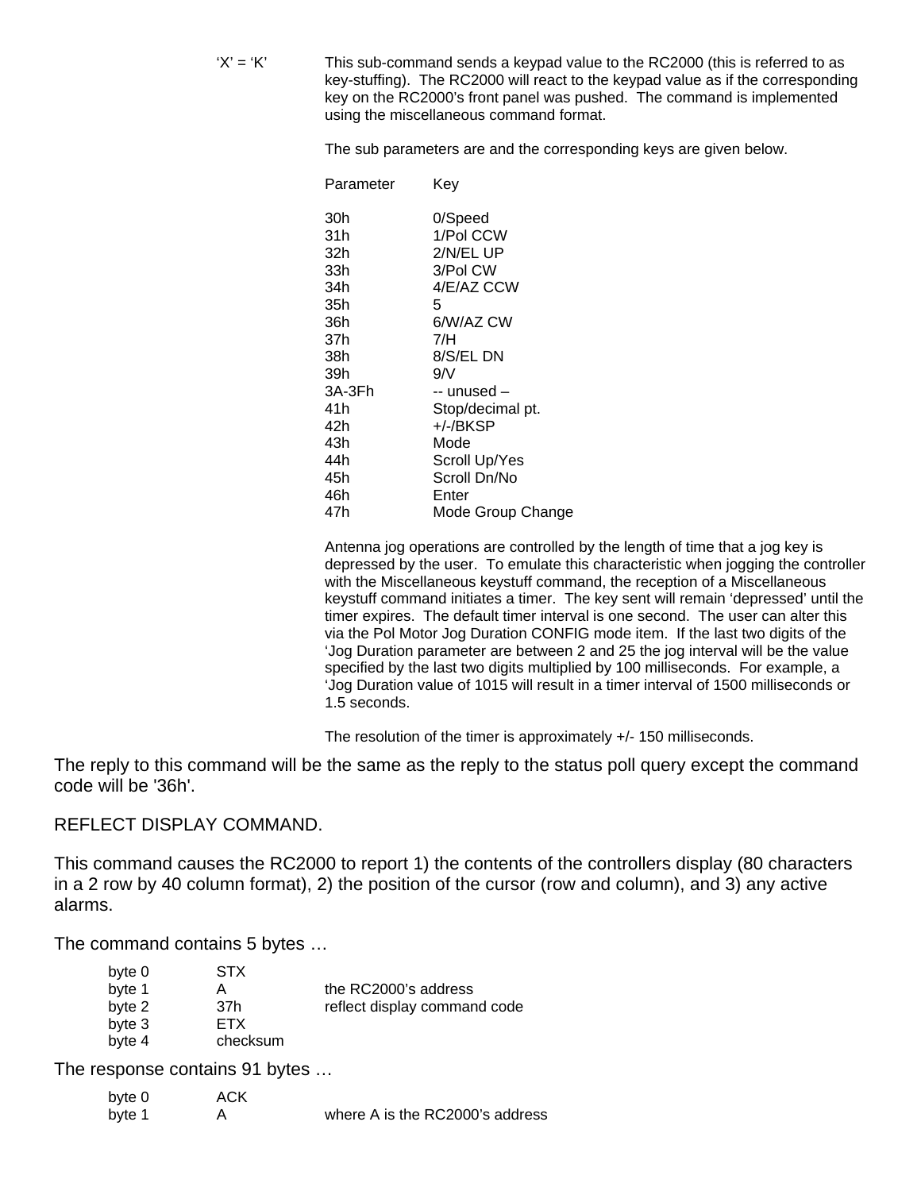‘X’ = ‘K’ This sub-command sends a keypad value to the RC2000 (this is referred to as key-stuffing). The RC2000 will react to the keypad value as if the corresponding key on the RC2000’s front panel was pushed. The command is implemented using the miscellaneous command format.

The sub parameters are and the corresponding keys are given below.

| Parameter | Key |
|---|---|
| 30h | 0/Speed |
| 31h | 1/Pol CCW |
| 32h | 2/N/EL UP |
| 33h | 3/Pol CW |
| 34h | 4/E/AZ CCW |
| 35h | 5 |
| 36h | 6/W/AZ CW |
| 37h | 7/H |
| 38h | 8/S/EL DN |
| 39h | 9/V |
| 3A-3Fh | -- unused – |
| 41h | Stop/decimal pt. |
| 42h | +/-/BKSP |
| 43h | Mode |
| 44h | Scroll Up/Yes |
| 45h | Scroll Dn/No |
| 46h | Enter |
| 47h | Mode Group Change |

Antenna jog operations are controlled by the length of time that a jog key is depressed by the user. To emulate this characteristic when jogging the controller with the Miscellaneous keystuff command, the reception of a Miscellaneous keystuff command initiates a timer. The key sent will remain ‘depressed’ until the timer expires. The default timer interval is one second. The user can alter this via the Pol Motor Jog Duration CONFIG mode item. If the last two digits of the ‘Jog Duration parameter are between 2 and 25 the jog interval will be the value specified by the last two digits multiplied by 100 milliseconds. For example, a ‘Jog Duration value of 1015 will result in a timer interval of 1500 milliseconds or 1.5 seconds.

The resolution of the timer is approximately +/- 150 milliseconds.

The reply to this command will be the same as the reply to the status poll query except the command code will be '36h'.

REFLECT DISPLAY COMMAND.

This command causes the RC2000 to report 1) the contents of the controllers display (80 characters in a 2 row by 40 column format), 2) the position of the cursor (row and column), and 3) any active alarms.

The command contains 5 bytes …

| | | |
|---|---|---|
| byte 0 | STX | |
| byte 1 | A | the RC2000’s address |
| byte 2 | 37h | reflect display command code |
| byte 3 | ETX | |
| byte 4 | checksum | |

The response contains 91 bytes …

| | | |
|---|---|---|
| byte 0 | ACK | |
| byte 1 | A | where A is the RC2000’s address |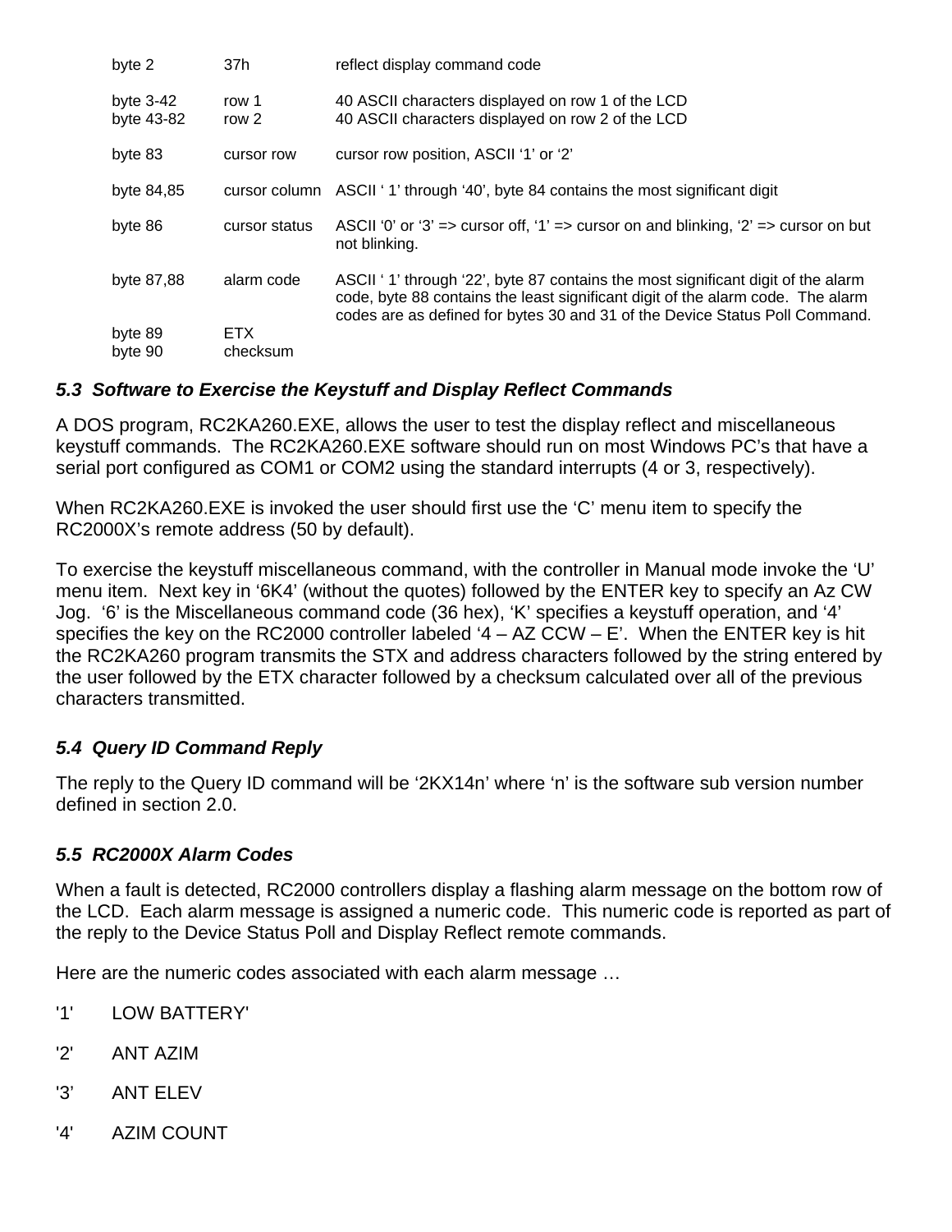| | | |
|---|---|---|
| byte 2 | 37h | reflect display command code |
| byte 3-42 | row 1 | 40 ASCII characters displayed on row 1 of the LCD |
| byte 43-82 | row 2 | 40 ASCII characters displayed on row 2 of the LCD |
| byte 83 | cursor row | cursor row position, ASCII ‘1’ or ‘2’ |
| byte 84,85 | cursor column | ASCII ‘ 1’ through ‘40’, byte 84 contains the most significant digit |
| byte 86 | cursor status | ASCII ‘0’ or ‘3’ => cursor off, ‘1’ => cursor on and blinking, ‘2’ => cursor on but not blinking. |
| byte 87,88 | alarm code | ASCII ‘ 1’ through ‘22’, byte 87 contains the most significant digit of the alarm code, byte 88 contains the least significant digit of the alarm code. The alarm codes are as defined for bytes 30 and 31 of the Device Status Poll Command. |
| byte 89 | ETX | |
| byte 90 | checksum | |

### *5.3 Software to Exercise the Keystuff and Display Reflect Commands*

A DOS program, RC2KA260.EXE, allows the user to test the display reflect and miscellaneous keystuff commands. The RC2KA260.EXE software should run on most Windows PC’s that have a serial port configured as COM1 or COM2 using the standard interrupts (4 or 3, respectively).

When RC2KA260.EXE is invoked the user should first use the ‘C’ menu item to specify the RC2000X’s remote address (50 by default).

To exercise the keystuff miscellaneous command, with the controller in Manual mode invoke the ‘U’ menu item. Next key in ‘6K4’ (without the quotes) followed by the ENTER key to specify an Az CW Jog. ‘6’ is the Miscellaneous command code (36 hex), ‘K’ specifies a keystuff operation, and ‘4’ specifies the key on the RC2000 controller labeled ‘4 – AZ CCW – E’. When the ENTER key is hit the RC2KA260 program transmits the STX and address characters followed by the string entered by the user followed by the ETX character followed by a checksum calculated over all of the previous characters transmitted.

### *5.4 Query ID Command Reply*

The reply to the Query ID command will be ‘2KX14n’ where ‘n’ is the software sub version number defined in section 2.0.

### *5.5 RC2000X Alarm Codes*

When a fault is detected, RC2000 controllers display a flashing alarm message on the bottom row of the LCD. Each alarm message is assigned a numeric code. This numeric code is reported as part of the reply to the Device Status Poll and Display Reflect remote commands.

Here are the numeric codes associated with each alarm message …

'1' LOW BATTERY'

'2' ANT AZIM

'3’ ANT ELEV

'4' AZIM COUNT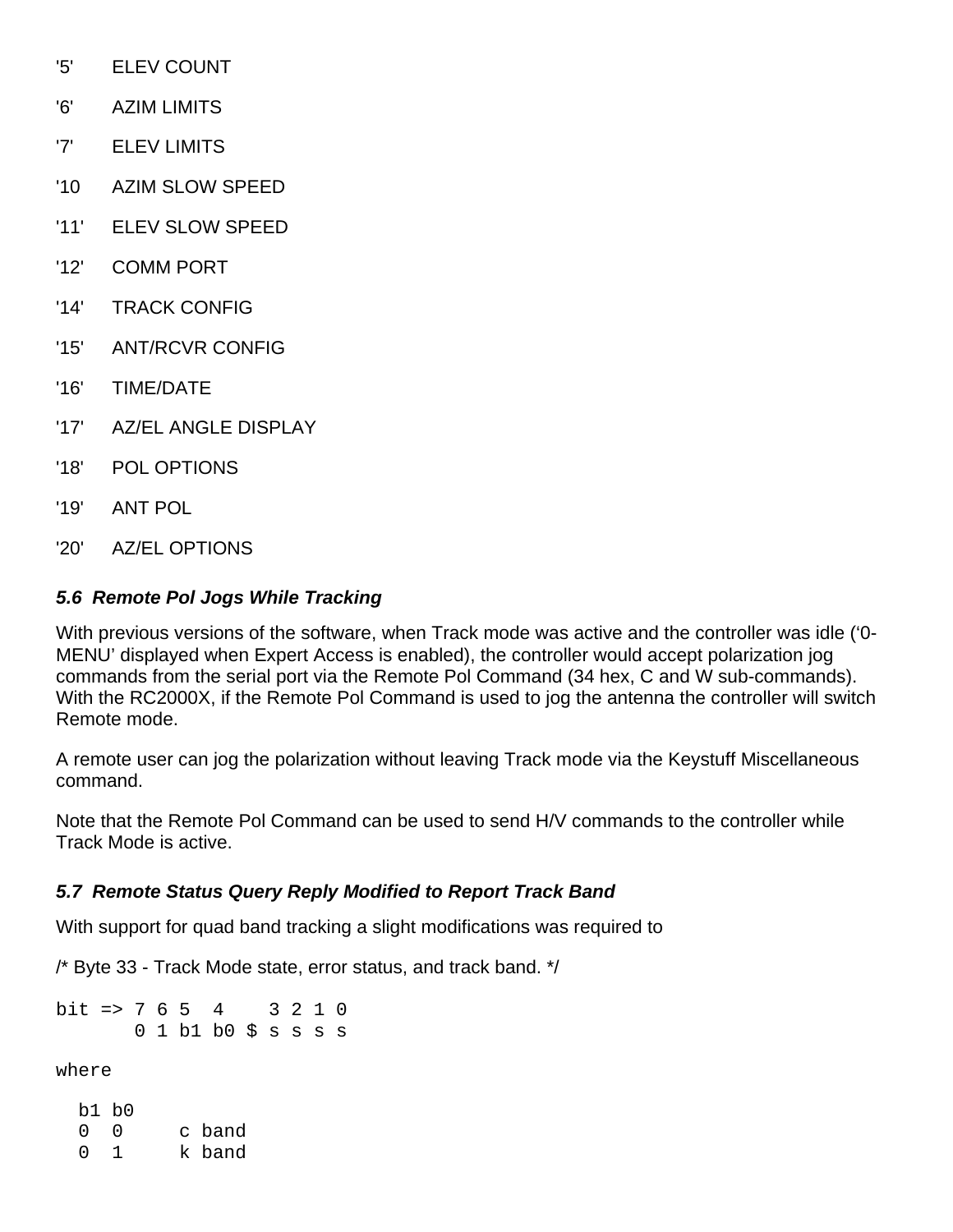'5' ELEV COUNT

'6' AZIM LIMITS

'7' ELEV LIMITS

'10 AZIM SLOW SPEED

'11' ELEV SLOW SPEED

'12' COMM PORT

'14' TRACK CONFIG

'15' ANT/RCVR CONFIG

'16' TIME/DATE

'17' AZ/EL ANGLE DISPLAY

'18' POL OPTIONS

'19' ANT POL

'20' AZ/EL OPTIONS

### *5.6 Remote Pol Jogs While Tracking*

With previous versions of the software, when Track mode was active and the controller was idle (‘0-MENU’ displayed when Expert Access is enabled), the controller would accept polarization jog commands from the serial port via the Remote Pol Command (34 hex, C and W sub-commands). With the RC2000X, if the Remote Pol Command is used to jog the antenna the controller will switch Remote mode.

A remote user can jog the polarization without leaving Track mode via the Keystuff Miscellaneous command.

Note that the Remote Pol Command can be used to send H/V commands to the controller while Track Mode is active.

### *5.7 Remote Status Query Reply Modified to Report Track Band*

With support for quad band tracking a slight modifications was required to

/* Byte 33 - Track Mode state, error status, and track band. */

```
bit => 7 6 5  4    3 2 1 0
       0 1 b1 b0 $ s s s s
```

```
where

  b1 b0
  0  0     c band
  0  1     k band
```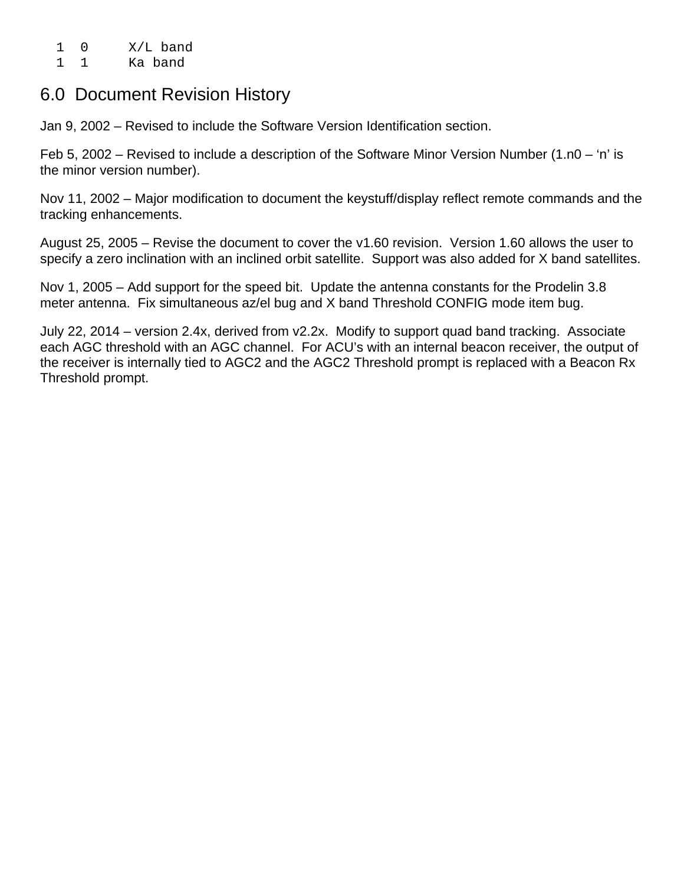```
  1  0     X/L band
  1  1     Ka band
```

## 6.0 Document Revision History

Jan 9, 2002 – Revised to include the Software Version Identification section.

Feb 5, 2002 – Revised to include a description of the Software Minor Version Number (1.n0 – 'n' is the minor version number).

Nov 11, 2002 – Major modification to document the keystuff/display reflect remote commands and the tracking enhancements.

August 25, 2005 – Revise the document to cover the v1.60 revision. Version 1.60 allows the user to specify a zero inclination with an inclined orbit satellite. Support was also added for X band satellites.

Nov 1, 2005 – Add support for the speed bit. Update the antenna constants for the Prodelin 3.8 meter antenna. Fix simultaneous az/el bug and X band Threshold CONFIG mode item bug.

July 22, 2014 – version 2.4x, derived from v2.2x. Modify to support quad band tracking. Associate each AGC threshold with an AGC channel. For ACU's with an internal beacon receiver, the output of the receiver is internally tied to AGC2 and the AGC2 Threshold prompt is replaced with a Beacon Rx Threshold prompt.